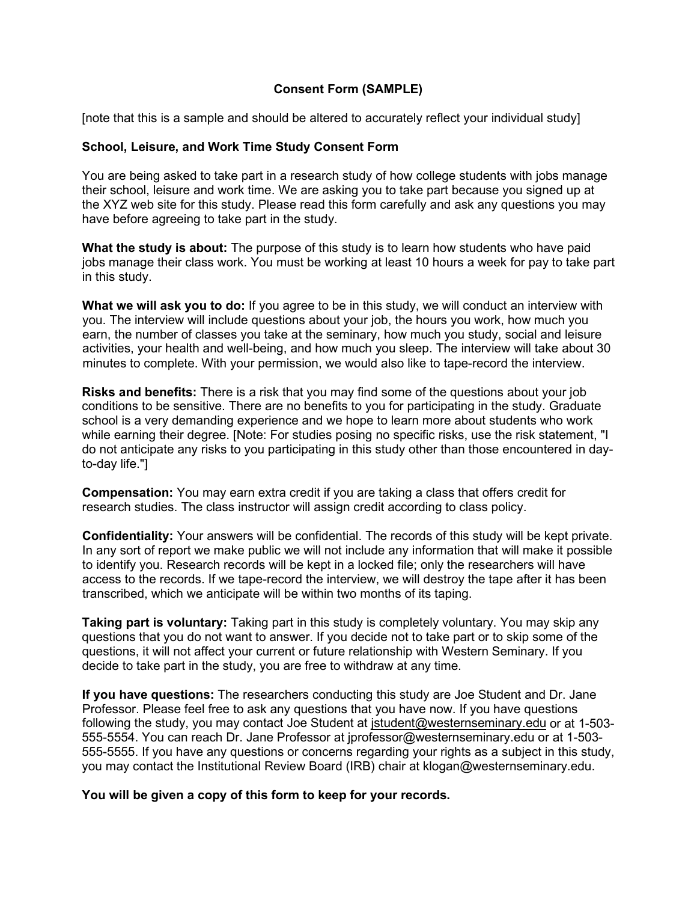# Consent Form (SAMPLE)

[note that this is a sample and should be altered to accurately reflect your individual study]

## School, Leisure, and Work Time Study Consent Form

You are being asked to take part in a research study of how college students with jobs manage their school, leisure and work time. We are asking you to take part because you signed up at the XYZ web site for this study. Please read this form carefully and ask any questions you may have before agreeing to take part in the study.

**What the study is about:** The purpose of this study is to learn how students who have paid jobs manage their class work. You must be working at least 10 hours a week for pay to take part in this study.

**What we will ask you to do:** If you agree to be in this study, we will conduct an interview with you. The interview will include questions about your job, the hours you work, how much you earn, the number of classes you take at the seminary, how much you study, social and leisure activities, your health and well-being, and how much you sleep. The interview will take about 30 minutes to complete. With your permission, we would also like to tape-record the interview.

**Risks and benefits:** There is a risk that you may find some of the questions about your job conditions to be sensitive. There are no benefits to you for participating in the study. Graduate school is a very demanding experience and we hope to learn more about students who work while earning their degree. [Note: For studies posing no specific risks, use the risk statement, "I do not anticipate any risks to you participating in this study other than those encountered in day-to-day life."]

**Compensation:** You may earn extra credit if you are taking a class that offers credit for research studies. The class instructor will assign credit according to class policy.

**Confidentiality:** Your answers will be confidential. The records of this study will be kept private. In any sort of report we make public we will not include any information that will make it possible to identify you. Research records will be kept in a locked file; only the researchers will have access to the records. If we tape-record the interview, we will destroy the tape after it has been transcribed, which we anticipate will be within two months of its taping.

**Taking part is voluntary:** Taking part in this study is completely voluntary. You may skip any questions that you do not want to answer. If you decide not to take part or to skip some of the questions, it will not affect your current or future relationship with Western Seminary. If you decide to take part in the study, you are free to withdraw at any time.

**If you have questions:** The researchers conducting this study are Joe Student and Dr. Jane Professor. Please feel free to ask any questions that you have now. If you have questions following the study, you may contact Joe Student at jstudent@westernseminary.edu or at 1-503-555-5554. You can reach Dr. Jane Professor at jprofessor@westernseminary.edu or at 1-503-555-5555. If you have any questions or concerns regarding your rights as a subject in this study, you may contact the Institutional Review Board (IRB) chair at klogan@westernseminary.edu.

**You will be given a copy of this form to keep for your records.**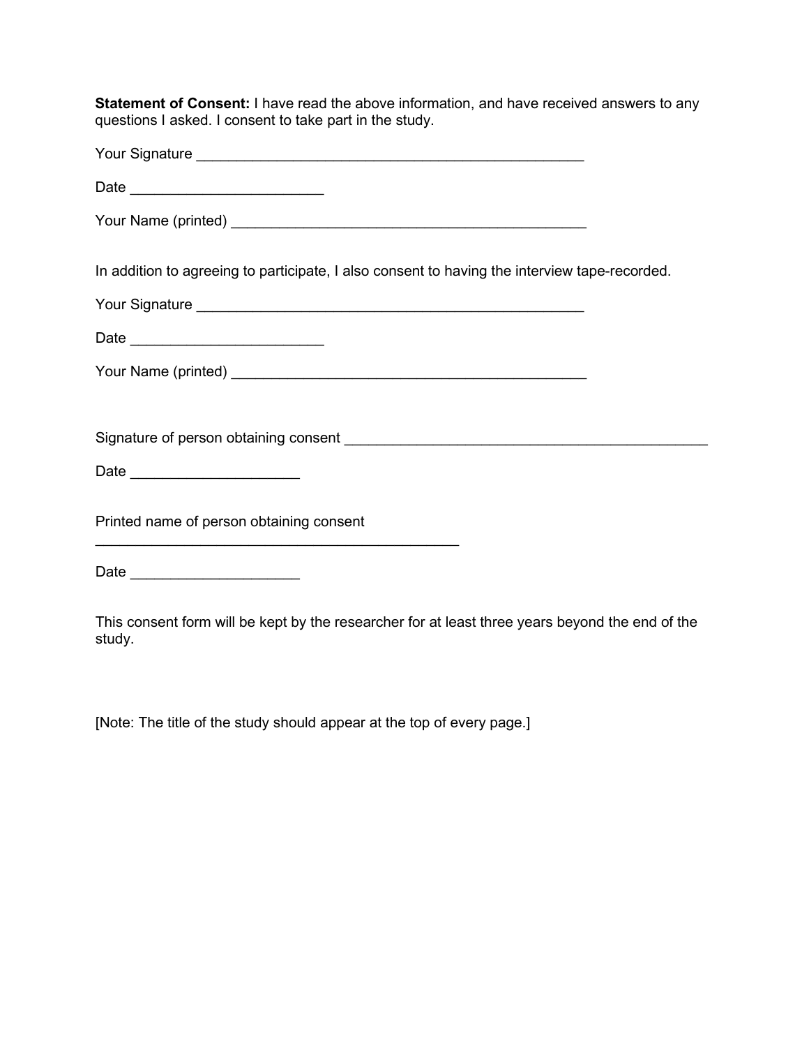**Statement of Consent:** I have read the above information, and have received answers to any questions I asked. I consent to take part in the study.

Your Signature ___________________________________________________

Date ________________________

Your Name (printed) ____________________________________________

In addition to agreeing to participate, I also consent to having the interview tape-recorded.

Your Signature ___________________________________________________

Date ________________________

Your Name (printed) ____________________________________________

Signature of person obtaining consent _________________________________________

Date _____________________

Printed name of person obtaining consent
______________________________________________

Date _____________________

This consent form will be kept by the researcher for at least three years beyond the end of the study.

[Note: The title of the study should appear at the top of every page.]